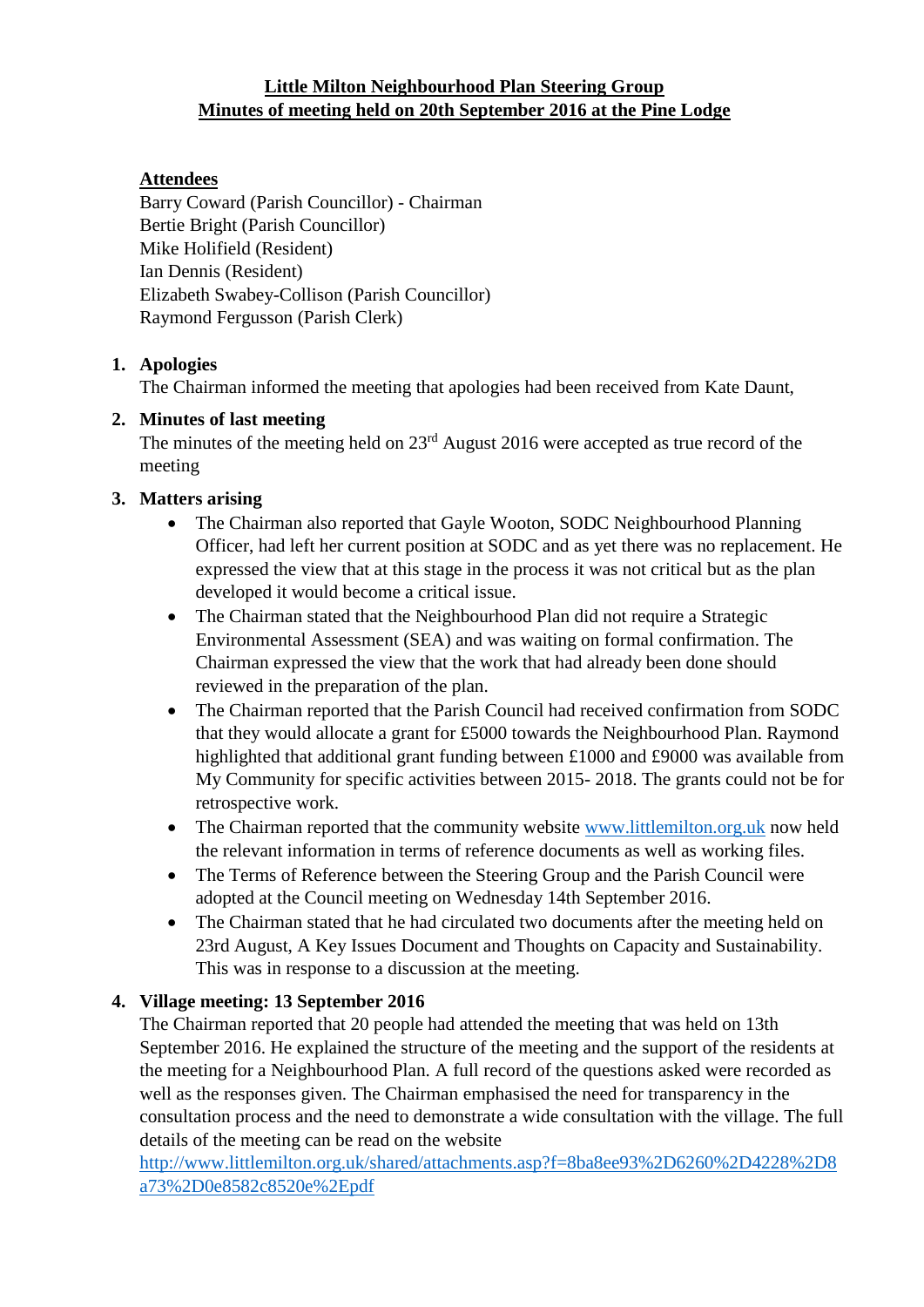**Little Milton Neighbourhood Plan Steering Group**
**Minutes of meeting held on 20th September 2016 at the Pine Lodge**

**Attendees**

Barry Coward (Parish Councillor) - Chairman
Bertie Bright (Parish Councillor)
Mike Holifield (Resident)
Ian Dennis (Resident)
Elizabeth Swabey-Collison (Parish Councillor)
Raymond Fergusson (Parish Clerk)

1. **Apologies**
   The Chairman informed the meeting that apologies had been received from Kate Daunt,

2. **Minutes of last meeting**
   The minutes of the meeting held on 23rd August 2016 were accepted as true record of the meeting

3. **Matters arising**
   - The Chairman also reported that Gayle Wooton, SODC Neighbourhood Planning Officer, had left her current position at SODC and as yet there was no replacement. He expressed the view that at this stage in the process it was not critical but as the plan developed it would become a critical issue.
   - The Chairman stated that the Neighbourhood Plan did not require a Strategic Environmental Assessment (SEA) and was waiting on formal confirmation. The Chairman expressed the view that the work that had already been done should reviewed in the preparation of the plan.
   - The Chairman reported that the Parish Council had received confirmation from SODC that they would allocate a grant for £5000 towards the Neighbourhood Plan. Raymond highlighted that additional grant funding between £1000 and £9000 was available from My Community for specific activities between 2015- 2018. The grants could not be for retrospective work.
   - The Chairman reported that the community website www.littlemilton.org.uk now held the relevant information in terms of reference documents as well as working files.
   - The Terms of Reference between the Steering Group and the Parish Council were adopted at the Council meeting on Wednesday 14th September 2016.
   - The Chairman stated that he had circulated two documents after the meeting held on 23rd August, A Key Issues Document and Thoughts on Capacity and Sustainability. This was in response to a discussion at the meeting.

4. **Village meeting: 13 September 2016**
   The Chairman reported that 20 people had attended the meeting that was held on 13th September 2016. He explained the structure of the meeting and the support of the residents at the meeting for a Neighbourhood Plan. A full record of the questions asked were recorded as well as the responses given. The Chairman emphasised the need for transparency in the consultation process and the need to demonstrate a wide consultation with the village. The full details of the meeting can be read on the website
   http://www.littlemilton.org.uk/shared/attachments.asp?f=8ba8ee93%2D6260%2D4228%2D8a73%2D0e8582c8520e%2Epdf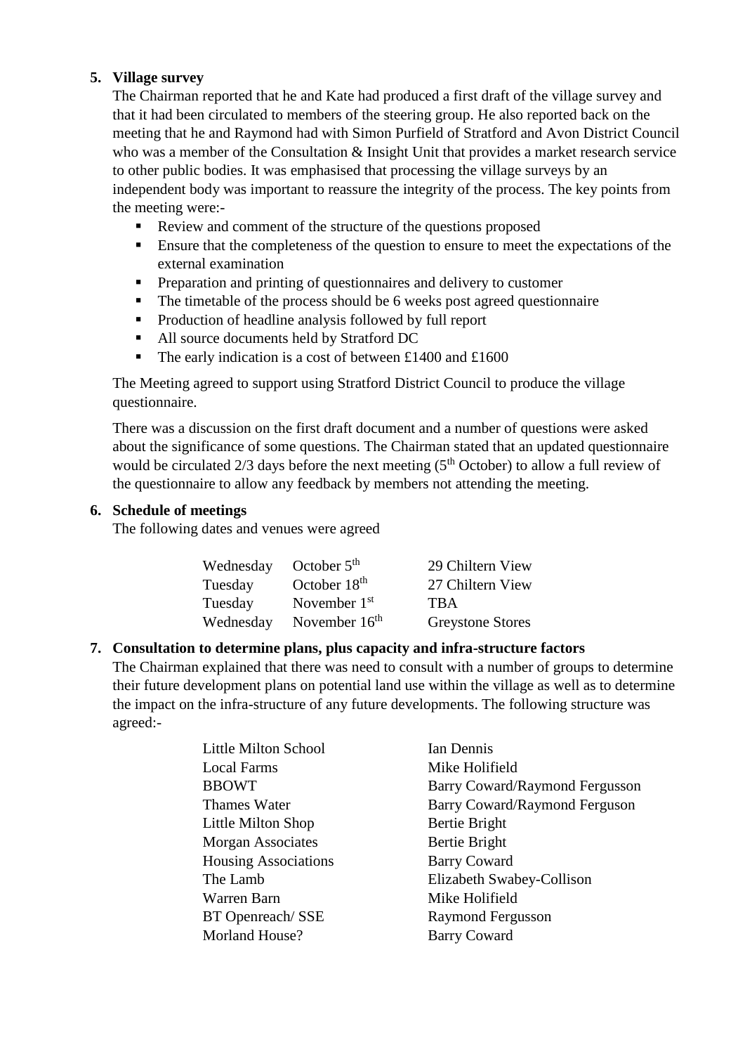5. **Village survey**

   The Chairman reported that he and Kate had produced a first draft of the village survey and that it had been circulated to members of the steering group. He also reported back on the meeting that he and Raymond had with Simon Purfield of Stratford and Avon District Council who was a member of the Consultation & Insight Unit that provides a market research service to other public bodies. It was emphasised that processing the village surveys by an independent body was important to reassure the integrity of the process. The key points from the meeting were:-

   - Review and comment of the structure of the questions proposed
   - Ensure that the completeness of the question to ensure to meet the expectations of the external examination
   - Preparation and printing of questionnaires and delivery to customer
   - The timetable of the process should be 6 weeks post agreed questionnaire
   - Production of headline analysis followed by full report
   - All source documents held by Stratford DC
   - The early indication is a cost of between £1400 and £1600

   The Meeting agreed to support using Stratford District Council to produce the village questionnaire.

   There was a discussion on the first draft document and a number of questions were asked about the significance of some questions. The Chairman stated that an updated questionnaire would be circulated 2/3 days before the next meeting (5th October) to allow a full review of the questionnaire to allow any feedback by members not attending the meeting.

6. **Schedule of meetings**

   The following dates and venues were agreed

| | | |
|---|---|---|
| Wednesday | October 5th | 29 Chiltern View |
| Tuesday | October 18th | 27 Chiltern View |
| Tuesday | November 1st | TBA |
| Wednesday | November 16th | Greystone Stores |

7. **Consultation to determine plans, plus capacity and infra-structure factors**

   The Chairman explained that there was need to consult with a number of groups to determine their future development plans on potential land use within the village as well as to determine the impact on the infra-structure of any future developments. The following structure was agreed:-

| | |
|---|---|
| Little Milton School | Ian Dennis |
| Local Farms | Mike Holifield |
| BBOWT | Barry Coward/Raymond Fergusson |
| Thames Water | Barry Coward/Raymond Ferguson |
| Little Milton Shop | Bertie Bright |
| Morgan Associates | Bertie Bright |
| Housing Associations | Barry Coward |
| The Lamb | Elizabeth Swabey-Collison |
| Warren Barn | Mike Holifield |
| BT Openreach/ SSE | Raymond Fergusson |
| Morland House? | Barry Coward |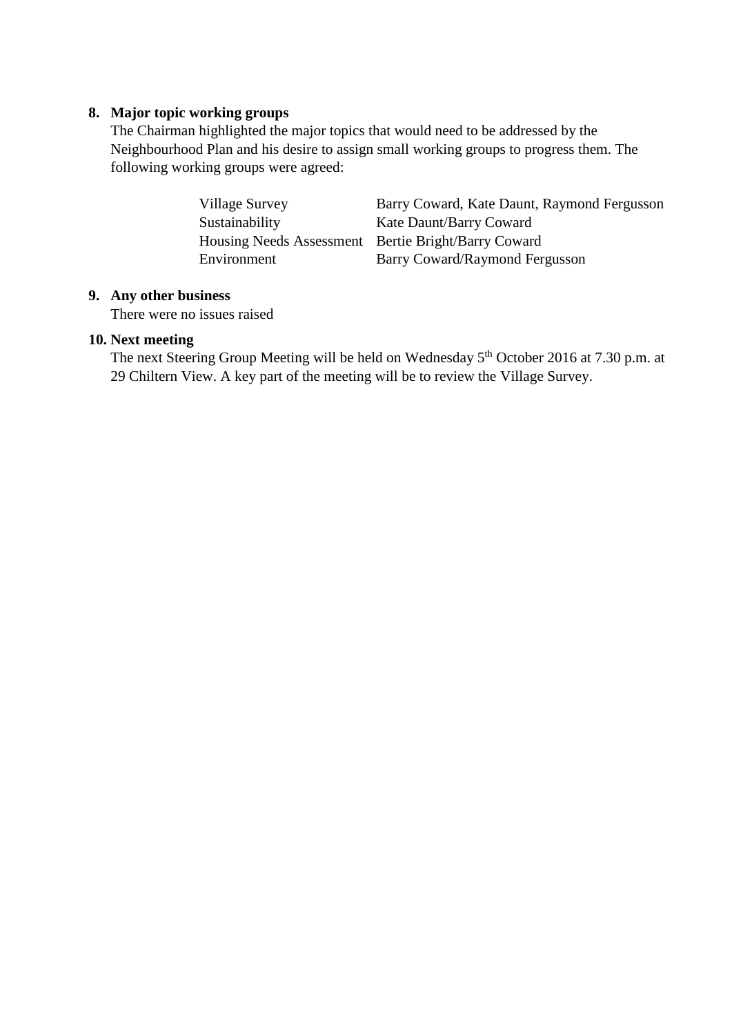**8. Major topic working groups**

The Chairman highlighted the major topics that would need to be addressed by the Neighbourhood Plan and his desire to assign small working groups to progress them. The following working groups were agreed:

| | |
|---|---|
| Village Survey | Barry Coward, Kate Daunt, Raymond Fergusson |
| Sustainability | Kate Daunt/Barry Coward |
| Housing Needs Assessment | Bertie Bright/Barry Coward |
| Environment | Barry Coward/Raymond Fergusson |

**9. Any other business**

There were no issues raised

**10. Next meeting**

The next Steering Group Meeting will be held on Wednesday 5th October 2016 at 7.30 p.m. at 29 Chiltern View. A key part of the meeting will be to review the Village Survey.